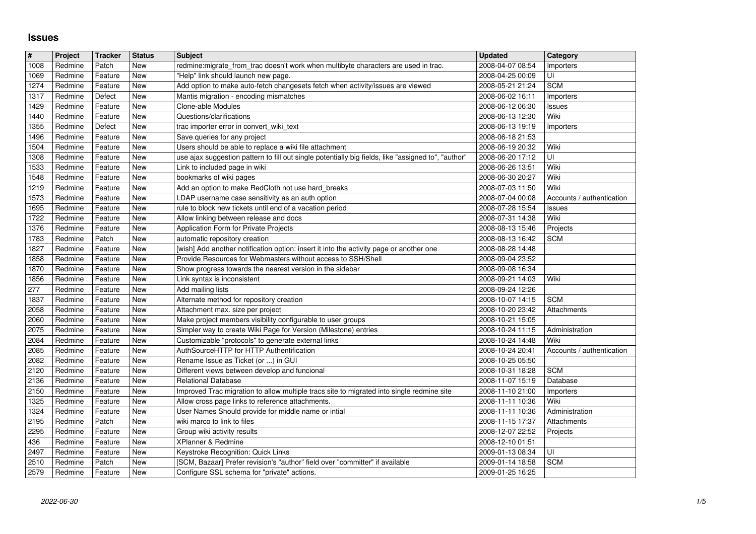# Issues

| # | Project | Tracker | Status | Subject | Updated | Category |
|---|---|---|---|---|---|---|
| 1008 | Redmine | Patch | New | redmine:migrate_from_trac doesn't work when multibyte characters are used in trac. | 2008-04-07 08:54 | Importers |
| 1069 | Redmine | Feature | New | "Help" link should launch new page. | 2008-04-25 00:09 | UI |
| 1274 | Redmine | Feature | New | Add option to make auto-fetch changesets fetch when activity/issues are viewed | 2008-05-21 21:24 | SCM |
| 1317 | Redmine | Defect | New | Mantis migration - encoding mismatches | 2008-06-02 16:11 | Importers |
| 1429 | Redmine | Feature | New | Clone-able Modules | 2008-06-12 06:30 | Issues |
| 1440 | Redmine | Feature | New | Questions/clarifications | 2008-06-13 12:30 | Wiki |
| 1355 | Redmine | Defect | New | trac importer error in convert_wiki_text | 2008-06-13 19:19 | Importers |
| 1496 | Redmine | Feature | New | Save queries for any project | 2008-06-18 21:53 | |
| 1504 | Redmine | Feature | New | Users should be able to replace a wiki file attachment | 2008-06-19 20:32 | Wiki |
| 1308 | Redmine | Feature | New | use ajax suggestion pattern to fill out single potentially big fields, like "assigned to", "author" | 2008-06-20 17:12 | UI |
| 1533 | Redmine | Feature | New | Link to included page in wiki | 2008-06-26 13:51 | Wiki |
| 1548 | Redmine | Feature | New | bookmarks of wiki pages | 2008-06-30 20:27 | Wiki |
| 1219 | Redmine | Feature | New | Add an option to make RedCloth not use hard_breaks | 2008-07-03 11:50 | Wiki |
| 1573 | Redmine | Feature | New | LDAP username case sensitivity as an auth option | 2008-07-04 00:08 | Accounts / authentication |
| 1695 | Redmine | Feature | New | rule to block new tickets until end of a vacation period | 2008-07-28 15:54 | Issues |
| 1722 | Redmine | Feature | New | Allow linking between release and docs | 2008-07-31 14:38 | Wiki |
| 1376 | Redmine | Feature | New | Application Form for Private Projects | 2008-08-13 15:46 | Projects |
| 1783 | Redmine | Patch | New | automatic repository creation | 2008-08-13 16:42 | SCM |
| 1827 | Redmine | Feature | New | [wish] Add another notification option: insert it into the activity page or another one | 2008-08-28 14:48 | |
| 1858 | Redmine | Feature | New | Provide Resources for Webmasters without access to SSH/Shell | 2008-09-04 23:52 | |
| 1870 | Redmine | Feature | New | Show progress towards the nearest version in the sidebar | 2008-09-08 16:34 | |
| 1856 | Redmine | Feature | New | Link syntax is inconsistent | 2008-09-21 14:03 | Wiki |
| 277 | Redmine | Feature | New | Add mailing lists | 2008-09-24 12:26 | |
| 1837 | Redmine | Feature | New | Alternate method for repository creation | 2008-10-07 14:15 | SCM |
| 2058 | Redmine | Feature | New | Attachment max. size per project | 2008-10-20 23:42 | Attachments |
| 2060 | Redmine | Feature | New | Make project members visibility configurable to user groups | 2008-10-21 15:05 | |
| 2075 | Redmine | Feature | New | Simpler way to create Wiki Page for Version (Milestone) entries | 2008-10-24 11:15 | Administration |
| 2084 | Redmine | Feature | New | Customizable "protocols" to generate external links | 2008-10-24 14:48 | Wiki |
| 2085 | Redmine | Feature | New | AuthSourceHTTP for HTTP Authentification | 2008-10-24 20:41 | Accounts / authentication |
| 2082 | Redmine | Feature | New | Rename Issue as Ticket (or ...) in GUI | 2008-10-25 05:50 | |
| 2120 | Redmine | Feature | New | Different views between develop and funcional | 2008-10-31 18:28 | SCM |
| 2136 | Redmine | Feature | New | Relational Database | 2008-11-07 15:19 | Database |
| 2150 | Redmine | Feature | New | Improved Trac migration to allow multiple tracs site to migrated into single redmine site | 2008-11-10 21:00 | Importers |
| 1325 | Redmine | Feature | New | Allow cross page links to reference attachments. | 2008-11-11 10:36 | Wiki |
| 1324 | Redmine | Feature | New | User Names Should provide for middle name or intial | 2008-11-11 10:36 | Administration |
| 2195 | Redmine | Patch | New | wiki marco to link to files | 2008-11-15 17:37 | Attachments |
| 2295 | Redmine | Feature | New | Group wiki activity results | 2008-12-07 22:52 | Projects |
| 436 | Redmine | Feature | New | XPlanner & Redmine | 2008-12-10 01:51 | |
| 2497 | Redmine | Feature | New | Keystroke Recognition: Quick Links | 2009-01-13 08:34 | UI |
| 2510 | Redmine | Patch | New | [SCM, Bazaar] Prefer revision's "author" field over "committer" if available | 2009-01-14 18:58 | SCM |
| 2579 | Redmine | Feature | New | Configure SSL schema for "private" actions. | 2009-01-25 16:25 | |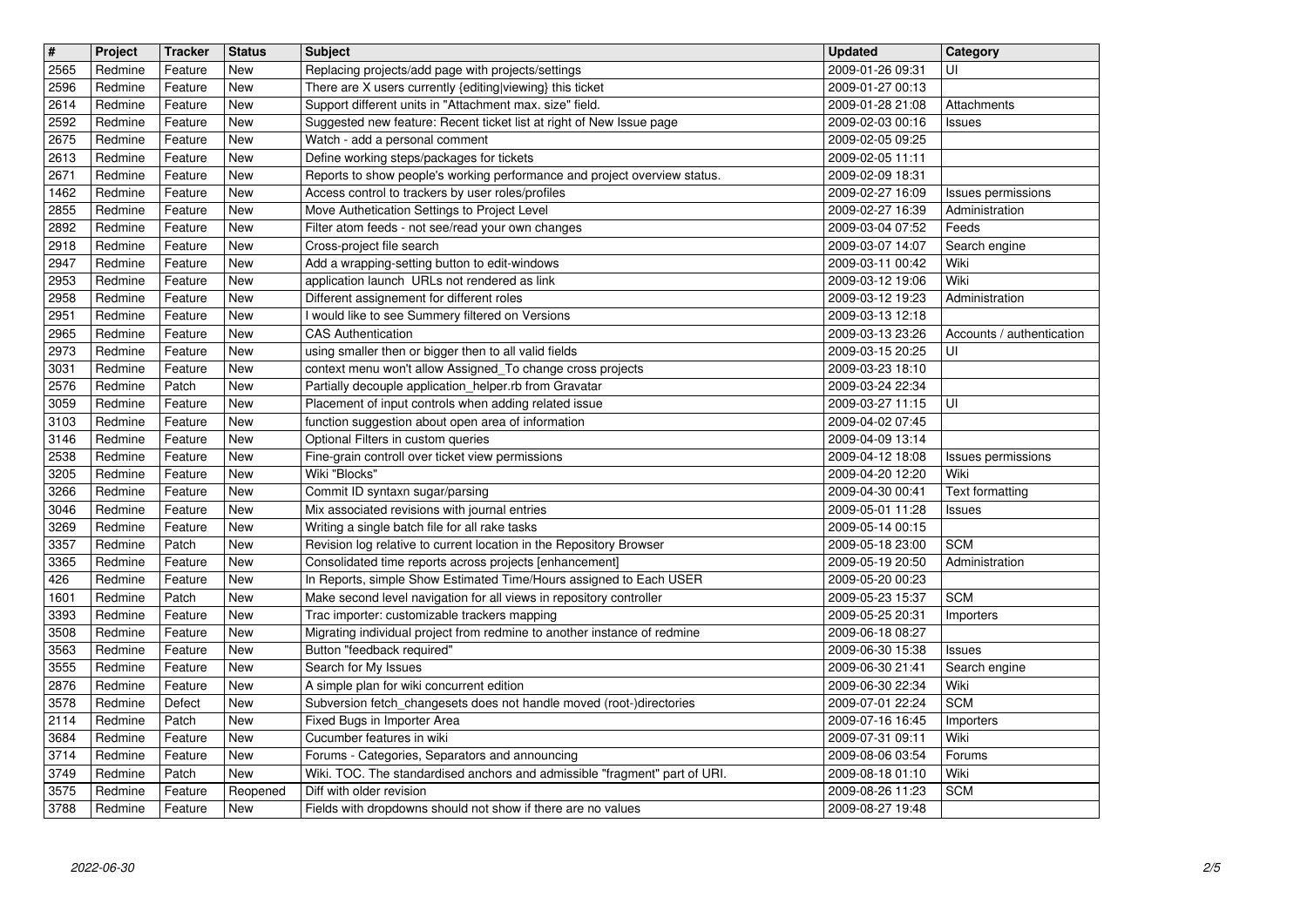| # | Project | Tracker | Status | Subject | Updated | Category |
|---|---|---|---|---|---|---|
| 2565 | Redmine | Feature | New | Replacing projects/add page with projects/settings | 2009-01-26 09:31 | UI |
| 2596 | Redmine | Feature | New | There are X users currently {editing\|viewing} this ticket | 2009-01-27 00:13 | |
| 2614 | Redmine | Feature | New | Support different units in "Attachment max. size" field. | 2009-01-28 21:08 | Attachments |
| 2592 | Redmine | Feature | New | Suggested new feature: Recent ticket list at right of New Issue page | 2009-02-03 00:16 | Issues |
| 2675 | Redmine | Feature | New | Watch - add a personal comment | 2009-02-05 09:25 | |
| 2613 | Redmine | Feature | New | Define working steps/packages for tickets | 2009-02-05 11:11 | |
| 2671 | Redmine | Feature | New | Reports to show people's working performance and project overview status. | 2009-02-09 18:31 | |
| 1462 | Redmine | Feature | New | Access control to trackers by user roles/profiles | 2009-02-27 16:09 | Issues permissions |
| 2855 | Redmine | Feature | New | Move Authetication Settings to Project Level | 2009-02-27 16:39 | Administration |
| 2892 | Redmine | Feature | New | Filter atom feeds - not see/read your own changes | 2009-03-04 07:52 | Feeds |
| 2918 | Redmine | Feature | New | Cross-project file search | 2009-03-07 14:07 | Search engine |
| 2947 | Redmine | Feature | New | Add a wrapping-setting button to edit-windows | 2009-03-11 00:42 | Wiki |
| 2953 | Redmine | Feature | New | application launch URLs not rendered as link | 2009-03-12 19:06 | Wiki |
| 2958 | Redmine | Feature | New | Different assignement for different roles | 2009-03-12 19:23 | Administration |
| 2951 | Redmine | Feature | New | I would like to see Summery filtered on Versions | 2009-03-13 12:18 | |
| 2965 | Redmine | Feature | New | CAS Authentication | 2009-03-13 23:26 | Accounts / authentication |
| 2973 | Redmine | Feature | New | using smaller then or bigger then to all valid fields | 2009-03-15 20:25 | UI |
| 3031 | Redmine | Feature | New | context menu won't allow Assigned_To change cross projects | 2009-03-23 18:10 | |
| 2576 | Redmine | Patch | New | Partially decouple application_helper.rb from Gravatar | 2009-03-24 22:34 | |
| 3059 | Redmine | Feature | New | Placement of input controls when adding related issue | 2009-03-27 11:15 | UI |
| 3103 | Redmine | Feature | New | function suggestion about open area of information | 2009-04-02 07:45 | |
| 3146 | Redmine | Feature | New | Optional Filters in custom queries | 2009-04-09 13:14 | |
| 2538 | Redmine | Feature | New | Fine-grain controll over ticket view permissions | 2009-04-12 18:08 | Issues permissions |
| 3205 | Redmine | Feature | New | Wiki "Blocks" | 2009-04-20 12:20 | Wiki |
| 3266 | Redmine | Feature | New | Commit ID syntaxn sugar/parsing | 2009-04-30 00:41 | Text formatting |
| 3046 | Redmine | Feature | New | Mix associated revisions with journal entries | 2009-05-01 11:28 | Issues |
| 3269 | Redmine | Feature | New | Writing a single batch file for all rake tasks | 2009-05-14 00:15 | |
| 3357 | Redmine | Patch | New | Revision log relative to current location in the Repository Browser | 2009-05-18 23:00 | SCM |
| 3365 | Redmine | Feature | New | Consolidated time reports across projects [enhancement] | 2009-05-19 20:50 | Administration |
| 426 | Redmine | Feature | New | In Reports, simple Show Estimated Time/Hours assigned to Each USER | 2009-05-20 00:23 | |
| 1601 | Redmine | Patch | New | Make second level navigation for all views in repository controller | 2009-05-23 15:37 | SCM |
| 3393 | Redmine | Feature | New | Trac importer: customizable trackers mapping | 2009-05-25 20:31 | Importers |
| 3508 | Redmine | Feature | New | Migrating individual project from redmine to another instance of redmine | 2009-06-18 08:27 | |
| 3563 | Redmine | Feature | New | Button "feedback required" | 2009-06-30 15:38 | Issues |
| 3555 | Redmine | Feature | New | Search for My Issues | 2009-06-30 21:41 | Search engine |
| 2876 | Redmine | Feature | New | A simple plan for wiki concurrent edition | 2009-06-30 22:34 | Wiki |
| 3578 | Redmine | Defect | New | Subversion fetch_changesets does not handle moved (root-)directories | 2009-07-01 22:24 | SCM |
| 2114 | Redmine | Patch | New | Fixed Bugs in Importer Area | 2009-07-16 16:45 | Importers |
| 3684 | Redmine | Feature | New | Cucumber features in wiki | 2009-07-31 09:11 | Wiki |
| 3714 | Redmine | Feature | New | Forums - Categories, Separators and announcing | 2009-08-06 03:54 | Forums |
| 3749 | Redmine | Patch | New | Wiki. TOC. The standardised anchors and admissible "fragment" part of URI. | 2009-08-18 01:10 | Wiki |
| 3575 | Redmine | Feature | Reopened | Diff with older revision | 2009-08-26 11:23 | SCM |
| 3788 | Redmine | Feature | New | Fields with dropdowns should not show if there are no values | 2009-08-27 19:48 | |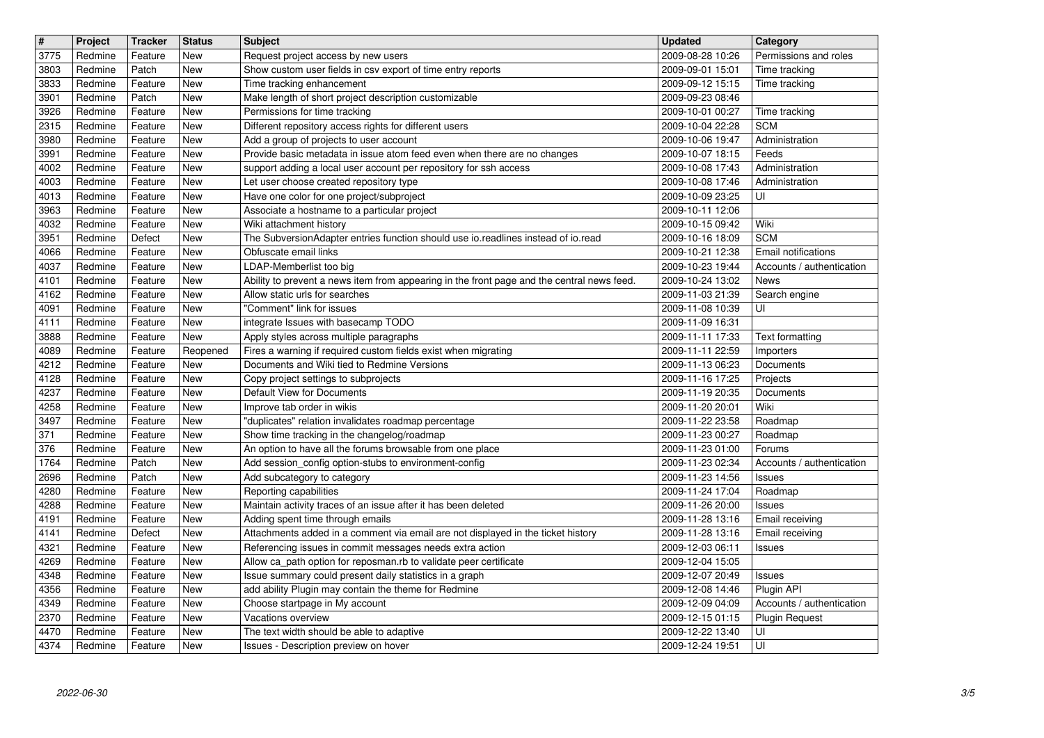| # | Project | Tracker | Status | Subject | Updated | Category |
| --- | --- | --- | --- | --- | --- | --- |
| 3775 | Redmine | Feature | New | Request project access by new users | 2009-08-28 10:26 | Permissions and roles |
| 3803 | Redmine | Patch | New | Show custom user fields in csv export of time entry reports | 2009-09-01 15:01 | Time tracking |
| 3833 | Redmine | Feature | New | Time tracking enhancement | 2009-09-12 15:15 | Time tracking |
| 3901 | Redmine | Patch | New | Make length of short project description customizable | 2009-09-23 08:46 | |
| 3926 | Redmine | Feature | New | Permissions for time tracking | 2009-10-01 00:27 | Time tracking |
| 2315 | Redmine | Feature | New | Different repository access rights for different users | 2009-10-04 22:28 | SCM |
| 3980 | Redmine | Feature | New | Add a group of projects to user account | 2009-10-06 19:47 | Administration |
| 3991 | Redmine | Feature | New | Provide basic metadata in issue atom feed even when there are no changes | 2009-10-07 18:15 | Feeds |
| 4002 | Redmine | Feature | New | support adding a local user account per repository for ssh access | 2009-10-08 17:43 | Administration |
| 4003 | Redmine | Feature | New | Let user choose created repository type | 2009-10-08 17:46 | Administration |
| 4013 | Redmine | Feature | New | Have one color for one project/subproject | 2009-10-09 23:25 | UI |
| 3963 | Redmine | Feature | New | Associate a hostname to a particular project | 2009-10-11 12:06 | |
| 4032 | Redmine | Feature | New | Wiki attachment history | 2009-10-15 09:42 | Wiki |
| 3951 | Redmine | Defect | New | The SubversionAdapter entries function should use io.readlines instead of io.read | 2009-10-16 18:09 | SCM |
| 4066 | Redmine | Feature | New | Obfuscate email links | 2009-10-21 12:38 | Email notifications |
| 4037 | Redmine | Feature | New | LDAP-Memberlist too big | 2009-10-23 19:44 | Accounts / authentication |
| 4101 | Redmine | Feature | New | Ability to prevent a news item from appearing in the front page and the central news feed. | 2009-10-24 13:02 | News |
| 4162 | Redmine | Feature | New | Allow static urls for searches | 2009-11-03 21:39 | Search engine |
| 4091 | Redmine | Feature | New | "Comment" link for issues | 2009-11-08 10:39 | UI |
| 4111 | Redmine | Feature | New | integrate Issues with basecamp TODO | 2009-11-09 16:31 | |
| 3888 | Redmine | Feature | New | Apply styles across multiple paragraphs | 2009-11-11 17:33 | Text formatting |
| 4089 | Redmine | Feature | Reopened | Fires a warning if required custom fields exist when migrating | 2009-11-11 22:59 | Importers |
| 4212 | Redmine | Feature | New | Documents and Wiki tied to Redmine Versions | 2009-11-13 06:23 | Documents |
| 4128 | Redmine | Feature | New | Copy project settings to subprojects | 2009-11-16 17:25 | Projects |
| 4237 | Redmine | Feature | New | Default View for Documents | 2009-11-19 20:35 | Documents |
| 4258 | Redmine | Feature | New | Improve tab order in wikis | 2009-11-20 20:01 | Wiki |
| 3497 | Redmine | Feature | New | "duplicates" relation invalidates roadmap percentage | 2009-11-22 23:58 | Roadmap |
| 371 | Redmine | Feature | New | Show time tracking in the changelog/roadmap | 2009-11-23 00:27 | Roadmap |
| 376 | Redmine | Feature | New | An option to have all the forums browsable from one place | 2009-11-23 01:00 | Forums |
| 1764 | Redmine | Patch | New | Add session_config option-stubs to environment-config | 2009-11-23 02:34 | Accounts / authentication |
| 2696 | Redmine | Patch | New | Add subcategory to category | 2009-11-23 14:56 | Issues |
| 4280 | Redmine | Feature | New | Reporting capabilities | 2009-11-24 17:04 | Roadmap |
| 4288 | Redmine | Feature | New | Maintain activity traces of an issue after it has been deleted | 2009-11-26 20:00 | Issues |
| 4191 | Redmine | Feature | New | Adding spent time through emails | 2009-11-28 13:16 | Email receiving |
| 4141 | Redmine | Defect | New | Attachments added in a comment via email are not displayed in the ticket history | 2009-11-28 13:16 | Email receiving |
| 4321 | Redmine | Feature | New | Referencing issues in commit messages needs extra action | 2009-12-03 06:11 | Issues |
| 4269 | Redmine | Feature | New | Allow ca_path option for reposman.rb to validate peer certificate | 2009-12-04 15:05 | |
| 4348 | Redmine | Feature | New | Issue summary could present daily statistics in a graph | 2009-12-07 20:49 | Issues |
| 4356 | Redmine | Feature | New | add ability Plugin may contain the theme for Redmine | 2009-12-08 14:46 | Plugin API |
| 4349 | Redmine | Feature | New | Choose startpage in My account | 2009-12-09 04:09 | Accounts / authentication |
| 2370 | Redmine | Feature | New | Vacations overview | 2009-12-15 01:15 | Plugin Request |
| 4470 | Redmine | Feature | New | The text width should be able to adaptive | 2009-12-22 13:40 | UI |
| 4374 | Redmine | Feature | New | Issues - Description preview on hover | 2009-12-24 19:51 | UI |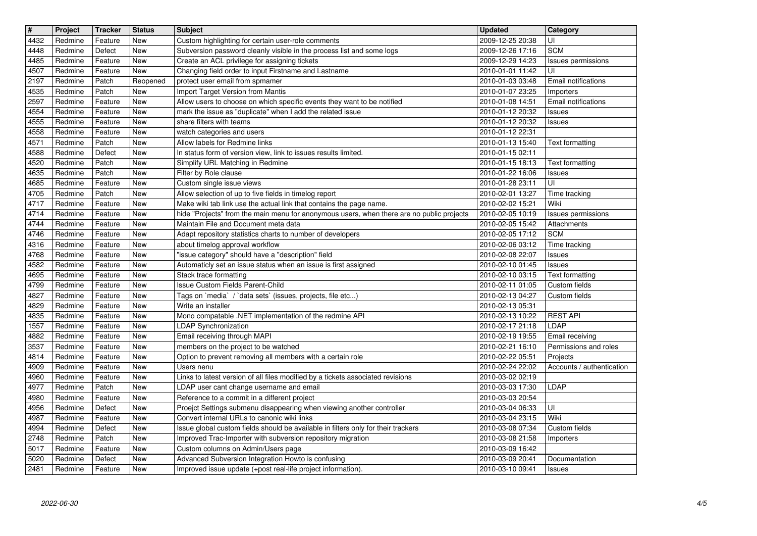| # | Project | Tracker | Status | Subject | Updated | Category |
| --- | --- | --- | --- | --- | --- | --- |
| 4432 | Redmine | Feature | New | Custom highlighting for certain user-role comments | 2009-12-25 20:38 | UI |
| 4448 | Redmine | Defect | New | Subversion password cleanly visible in the process list and some logs | 2009-12-26 17:16 | SCM |
| 4485 | Redmine | Feature | New | Create an ACL privilege for assigning tickets | 2009-12-29 14:23 | Issues permissions |
| 4507 | Redmine | Feature | New | Changing field order to input Firstname and Lastname | 2010-01-01 11:42 | UI |
| 2197 | Redmine | Patch | Reopened | protect user email from spmamer | 2010-01-03 03:48 | Email notifications |
| 4535 | Redmine | Patch | New | Import Target Version from Mantis | 2010-01-07 23:25 | Importers |
| 2597 | Redmine | Feature | New | Allow users to choose on which specific events they want to be notified | 2010-01-08 14:51 | Email notifications |
| 4554 | Redmine | Feature | New | mark the issue as "duplicate" when I add the related issue | 2010-01-12 20:32 | Issues |
| 4555 | Redmine | Feature | New | share filters with teams | 2010-01-12 20:32 | Issues |
| 4558 | Redmine | Feature | New | watch categories and users | 2010-01-12 22:31 | |
| 4571 | Redmine | Patch | New | Allow labels for Redmine links | 2010-01-13 15:40 | Text formatting |
| 4588 | Redmine | Defect | New | In status form of version view, link to issues results limited. | 2010-01-15 02:11 | |
| 4520 | Redmine | Patch | New | Simplify URL Matching in Redmine | 2010-01-15 18:13 | Text formatting |
| 4635 | Redmine | Patch | New | Filter by Role clause | 2010-01-22 16:06 | Issues |
| 4685 | Redmine | Feature | New | Custom single issue views | 2010-01-28 23:11 | UI |
| 4705 | Redmine | Patch | New | Allow selection of up to five fields in timelog report | 2010-02-01 13:27 | Time tracking |
| 4717 | Redmine | Feature | New | Make wiki tab link use the actual link that contains the page name. | 2010-02-02 15:21 | Wiki |
| 4714 | Redmine | Feature | New | hide "Projects" from the main menu for anonymous users, when there are no public projects | 2010-02-05 10:19 | Issues permissions |
| 4744 | Redmine | Feature | New | Maintain File and Document meta data | 2010-02-05 15:42 | Attachments |
| 4746 | Redmine | Feature | New | Adapt repository statistics charts to number of developers | 2010-02-05 17:12 | SCM |
| 4316 | Redmine | Feature | New | about timelog approval workflow | 2010-02-06 03:12 | Time tracking |
| 4768 | Redmine | Feature | New | "issue category" should have a "description" field | 2010-02-08 22:07 | Issues |
| 4582 | Redmine | Feature | New | Automaticly set an issue status when an issue is first assigned | 2010-02-10 01:45 | Issues |
| 4695 | Redmine | Feature | New | Stack trace formatting | 2010-02-10 03:15 | Text formatting |
| 4799 | Redmine | Feature | New | Issue Custom Fields Parent-Child | 2010-02-11 01:05 | Custom fields |
| 4827 | Redmine | Feature | New | Tags on `media` / `data sets` (issues, projects, file etc...) | 2010-02-13 04:27 | Custom fields |
| 4829 | Redmine | Feature | New | Write an installer | 2010-02-13 05:31 | |
| 4835 | Redmine | Feature | New | Mono compatable .NET implementation of the redmine API | 2010-02-13 10:22 | REST API |
| 1557 | Redmine | Feature | New | LDAP Synchronization | 2010-02-17 21:18 | LDAP |
| 4882 | Redmine | Feature | New | Email receiving through MAPI | 2010-02-19 19:55 | Email receiving |
| 3537 | Redmine | Feature | New | members on the project to be watched | 2010-02-21 16:10 | Permissions and roles |
| 4814 | Redmine | Feature | New | Option to prevent removing all members with a certain role | 2010-02-22 05:51 | Projects |
| 4909 | Redmine | Feature | New | Users nenu | 2010-02-24 22:02 | Accounts / authentication |
| 4960 | Redmine | Feature | New | Links to latest version of all files modified by a tickets associated revisions | 2010-03-02 02:19 | |
| 4977 | Redmine | Patch | New | LDAP user cant change username and email | 2010-03-03 17:30 | LDAP |
| 4980 | Redmine | Feature | New | Reference to a commit in a different project | 2010-03-03 20:54 | |
| 4956 | Redmine | Defect | New | Proejct Settings submenu disappearing when viewing another controller | 2010-03-04 06:33 | UI |
| 4987 | Redmine | Feature | New | Convert internal URLs to canonic wiki links | 2010-03-04 23:15 | Wiki |
| 4994 | Redmine | Defect | New | Issue global custom fields should be available in filters only for their trackers | 2010-03-08 07:34 | Custom fields |
| 2748 | Redmine | Patch | New | Improved Trac-Importer with subversion repository migration | 2010-03-08 21:58 | Importers |
| 5017 | Redmine | Feature | New | Custom columns on Admin/Users page | 2010-03-09 16:42 | |
| 5020 | Redmine | Defect | New | Advanced Subversion Integration Howto is confusing | 2010-03-09 20:41 | Documentation |
| 2481 | Redmine | Feature | New | Improved issue update (+post real-life project information). | 2010-03-10 09:41 | Issues |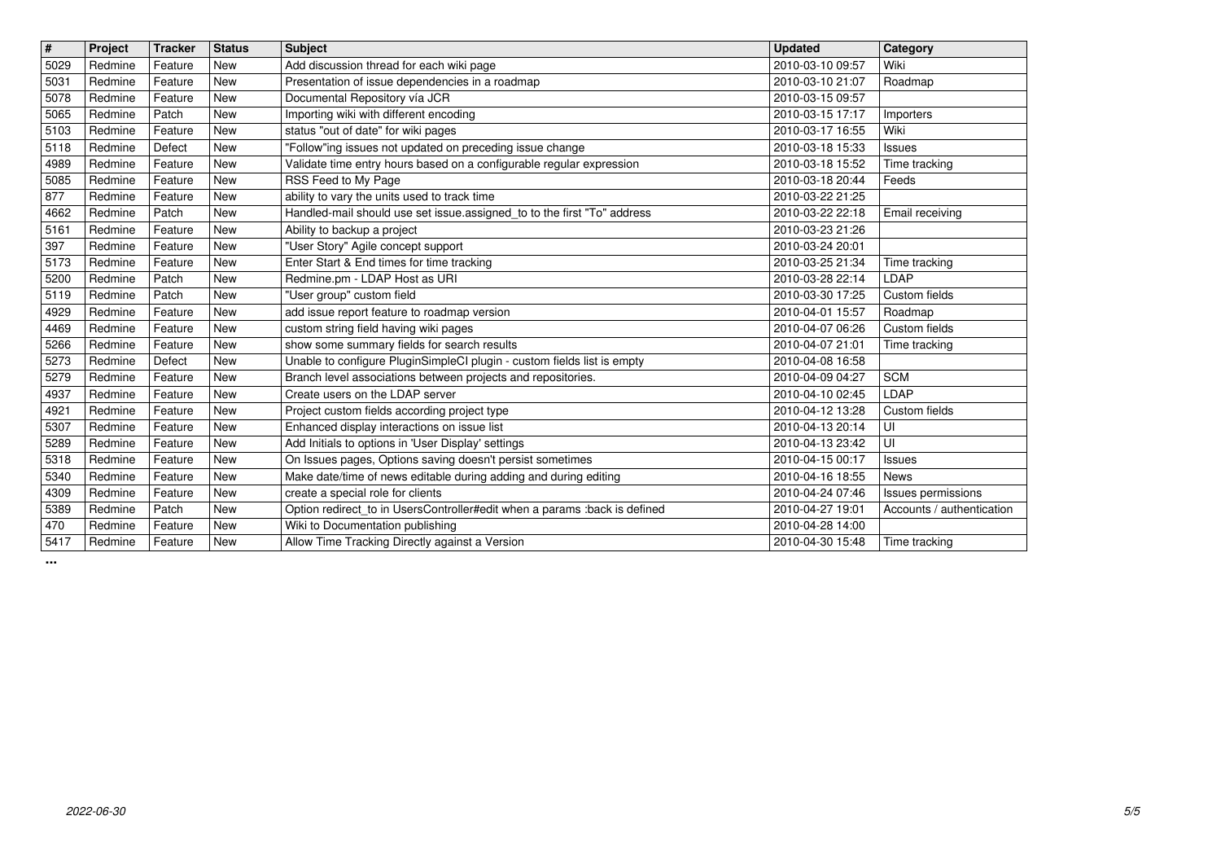| # | Project | Tracker | Status | Subject | Updated | Category |
|---|---|---|---|---|---|---|
| 5029 | Redmine | Feature | New | Add discussion thread for each wiki page | 2010-03-10 09:57 | Wiki |
| 5031 | Redmine | Feature | New | Presentation of issue dependencies in a roadmap | 2010-03-10 21:07 | Roadmap |
| 5078 | Redmine | Feature | New | Documental Repository vía JCR | 2010-03-15 09:57 | |
| 5065 | Redmine | Patch | New | Importing wiki with different encoding | 2010-03-15 17:17 | Importers |
| 5103 | Redmine | Feature | New | status "out of date" for wiki pages | 2010-03-17 16:55 | Wiki |
| 5118 | Redmine | Defect | New | "Follow"ing issues not updated on preceding issue change | 2010-03-18 15:33 | Issues |
| 4989 | Redmine | Feature | New | Validate time entry hours based on a configurable regular expression | 2010-03-18 15:52 | Time tracking |
| 5085 | Redmine | Feature | New | RSS Feed to My Page | 2010-03-18 20:44 | Feeds |
| 877 | Redmine | Feature | New | ability to vary the units used to track time | 2010-03-22 21:25 | |
| 4662 | Redmine | Patch | New | Handled-mail should use set issue.assigned_to to the first "To" address | 2010-03-22 22:18 | Email receiving |
| 5161 | Redmine | Feature | New | Ability to backup a project | 2010-03-23 21:26 | |
| 397 | Redmine | Feature | New | "User Story" Agile concept support | 2010-03-24 20:01 | |
| 5173 | Redmine | Feature | New | Enter Start & End times for time tracking | 2010-03-25 21:34 | Time tracking |
| 5200 | Redmine | Patch | New | Redmine.pm - LDAP Host as URI | 2010-03-28 22:14 | LDAP |
| 5119 | Redmine | Patch | New | "User group" custom field | 2010-03-30 17:25 | Custom fields |
| 4929 | Redmine | Feature | New | add issue report feature to roadmap version | 2010-04-01 15:57 | Roadmap |
| 4469 | Redmine | Feature | New | custom string field having wiki pages | 2010-04-07 06:26 | Custom fields |
| 5266 | Redmine | Feature | New | show some summary fields for search results | 2010-04-07 21:01 | Time tracking |
| 5273 | Redmine | Defect | New | Unable to configure PluginSimpleCI plugin - custom fields list is empty | 2010-04-08 16:58 | |
| 5279 | Redmine | Feature | New | Branch level associations between projects and repositories. | 2010-04-09 04:27 | SCM |
| 4937 | Redmine | Feature | New | Create users on the LDAP server | 2010-04-10 02:45 | LDAP |
| 4921 | Redmine | Feature | New | Project custom fields according project type | 2010-04-12 13:28 | Custom fields |
| 5307 | Redmine | Feature | New | Enhanced display interactions on issue list | 2010-04-13 20:14 | UI |
| 5289 | Redmine | Feature | New | Add Initials to options in 'User Display' settings | 2010-04-13 23:42 | UI |
| 5318 | Redmine | Feature | New | On Issues pages, Options saving doesn't persist sometimes | 2010-04-15 00:17 | Issues |
| 5340 | Redmine | Feature | New | Make date/time of news editable during adding and during editing | 2010-04-16 18:55 | News |
| 4309 | Redmine | Feature | New | create a special role for clients | 2010-04-24 07:46 | Issues permissions |
| 5389 | Redmine | Patch | New | Option redirect_to in UsersController#edit when a params :back is defined | 2010-04-27 19:01 | Accounts / authentication |
| 470 | Redmine | Feature | New | Wiki to Documentation publishing | 2010-04-28 14:00 | |
| 5417 | Redmine | Feature | New | Allow Time Tracking Directly against a Version | 2010-04-30 15:48 | Time tracking |

...